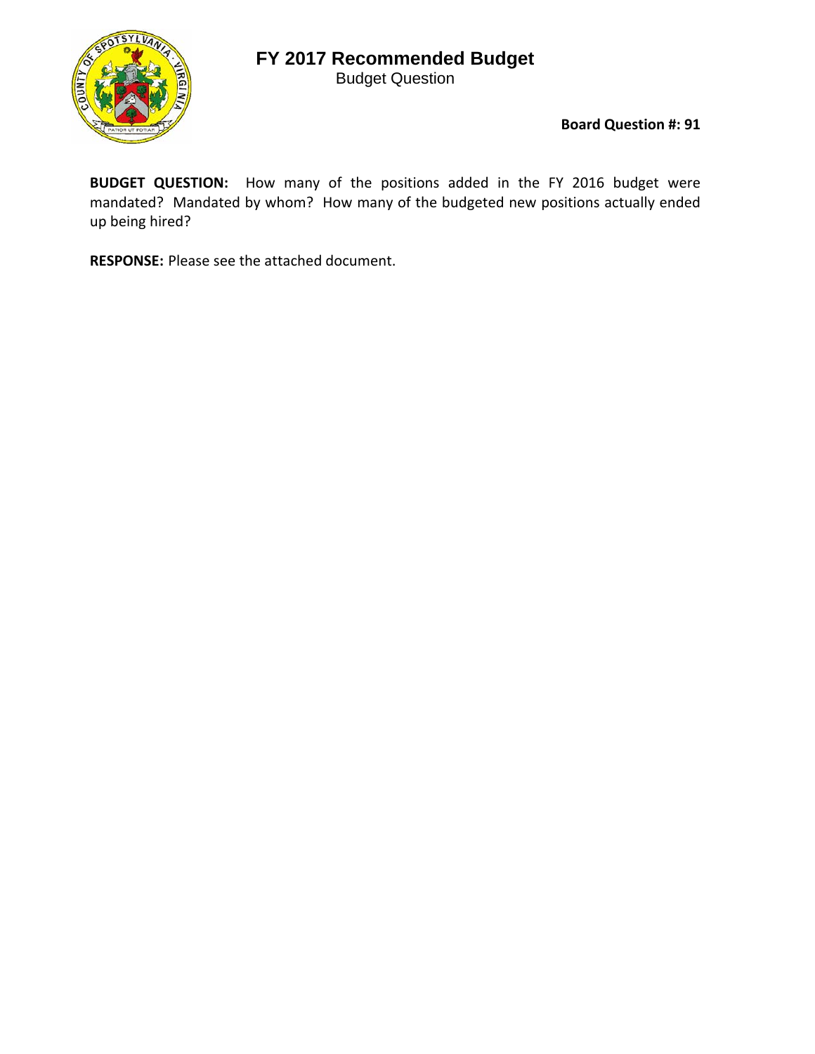# FY 2017 Recommended Budget

Budget Question

**Board Question #: 91**

**BUDGET QUESTION:** How many of the positions added in the FY 2016 budget were mandated? Mandated by whom? How many of the budgeted new positions actually ended up being hired?

**RESPONSE:** Please see the attached document.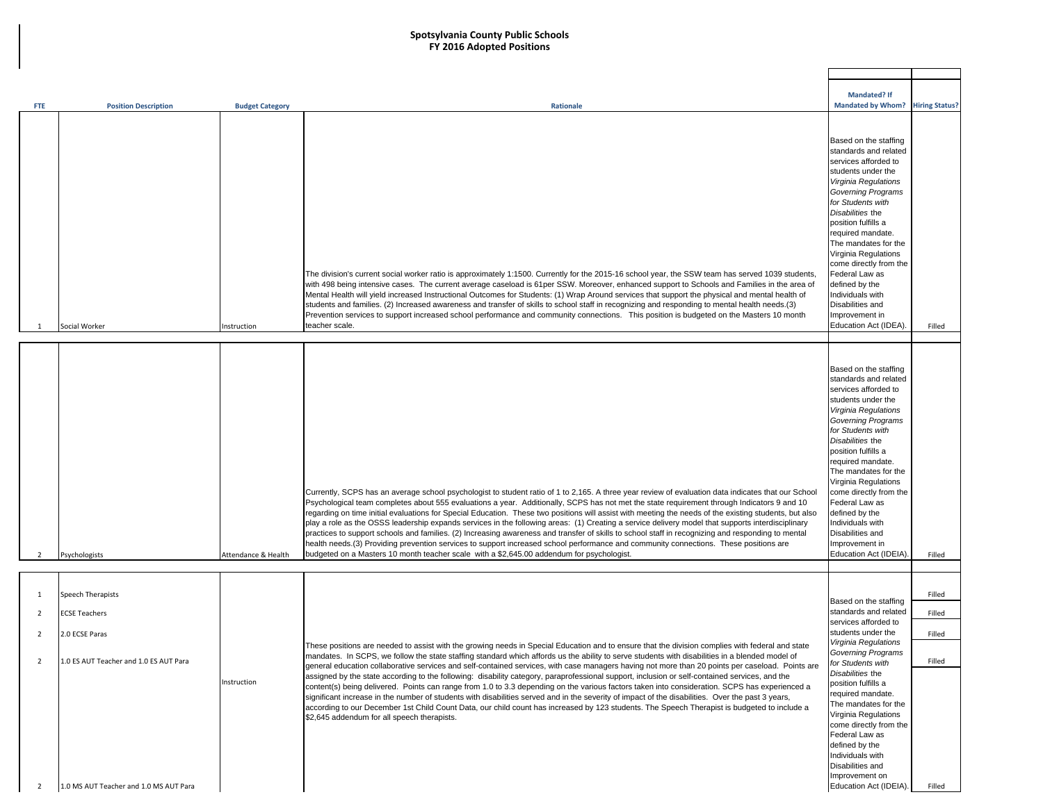# Spotsylvania County Public Schools
## FY 2016 Adopted Positions

| FTE | Position Description | Budget Category | Rationale | Mandated? If Mandated by Whom? | Hiring Status? |
|---|---|---|---|---|---|
| 1 | Social Worker | Instruction | The division's current social worker ratio is approximately 1:1500. Currently for the 2015-16 school year, the SSW team has served 1039 students, with 498 being intensive cases. The current average caseload is 61per SSW. Moreover, enhanced support to Schools and Families in the area of Mental Health will yield increased Instructional Outcomes for Students: (1) Wrap Around services that support the physical and mental health of students and families. (2) Increased awareness and transfer of skills to school staff in recognizing and responding to mental health needs.(3) Prevention services to support increased school performance and community connections. This position is budgeted on the Masters 10 month teacher scale. | Based on the staffing standards and related services afforded to students under the *Virginia Regulations Governing Programs for Students with Disabilities* the position fulfills a required mandate. The mandates for the Virginia Regulations come directly from the Federal Law as defined by the Individuals with Disabilities and Improvement in Education Act (IDEA). | Filled |
| 2 | Psychologists | Attendance & Health | Currently, SCPS has an average school psychologist to student ratio of 1 to 2,165. A three year review of evaluation data indicates that our School Psychological team completes about 555 evaluations a year. Additionally, SCPS has not met the state requirement through Indicators 9 and 10 regarding on time initial evaluations for Special Education. These two positions will assist with meeting the needs of the existing students, but also play a role as the OSSS leadership expands services in the following areas: (1) Creating a service delivery model that supports interdisciplinary practices to support schools and families. (2) Increasing awareness and transfer of skills to school staff in recognizing and responding to mental health needs.(3) Providing prevention services to support increased school performance and community connections. These positions are budgeted on a Masters 10 month teacher scale with a $2,645.00 addendum for psychologist. | Based on the staffing standards and related services afforded to students under the *Virginia Regulations Governing Programs for Students with Disabilities* the position fulfills a required mandate. The mandates for the Virginia Regulations come directly from the Federal Law as defined by the Individuals with Disabilities and Improvement in Education Act (IDEIA). | Filled |
| 1 | Speech Therapists | Instruction | These positions are needed to assist with the growing needs in Special Education and to ensure that the division complies with federal and state mandates. In SCPS, we follow the state staffing standard which affords us the ability to serve students with disabilities in a blended model of general education collaborative services and self-contained services, with case managers having not more than 20 points per caseload. Points are assigned by the state according to the following: disability category, paraprofessional support, inclusion or self-contained services, and the content(s) being delivered. Points can range from 1.0 to 3.3 depending on the various factors taken into consideration. SCPS has experienced a significant increase in the number of students with disabilities served and in the severity of impact of the disabilities. Over the past 3 years, according to our December 1st Child Count Data, our child count has increased by 123 students. The Speech Therapist is budgeted to include a $2,645 addendum for all speech therapists. | Based on the staffing standards and related services afforded to students under the *Virginia Regulations Governing Programs for Students with Disabilities* the position fulfills a required mandate. The mandates for the Virginia Regulations come directly from the Federal Law as defined by the Individuals with Disabilities and Improvement on Education Act (IDEIA). | Filled |
| 2 | ECSE Teachers | | | | Filled |
| 2 | 2.0 ECSE Paras | | | | Filled |
| 2 | 1.0 ES AUT Teacher and 1.0 ES AUT Para | | | | Filled |
| 2 | 1.0 MS AUT Teacher and 1.0 MS AUT Para | | | | Filled |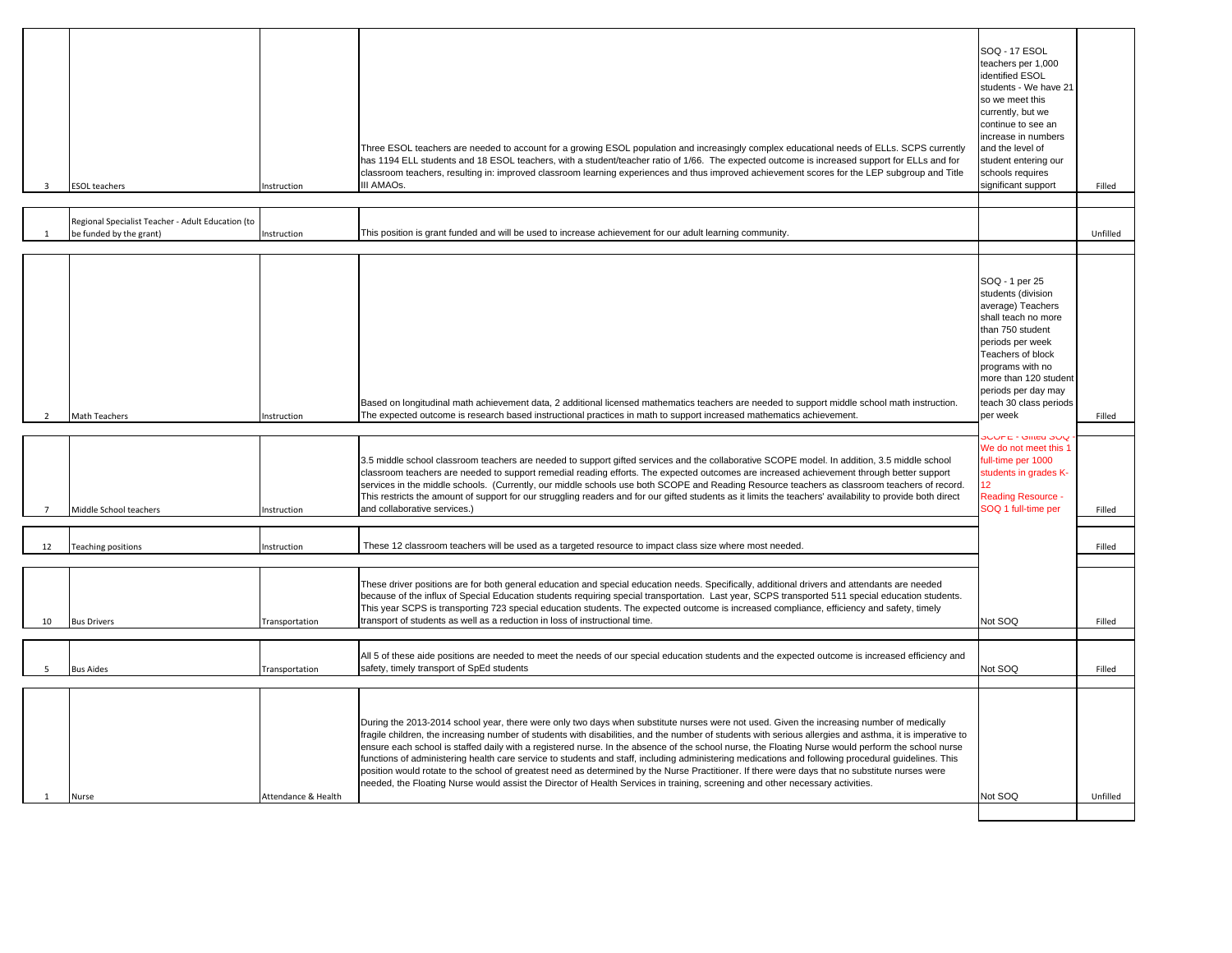| | | | | | |
|---|---|---|---|---|---|
| 3 | ESOL teachers | Instruction | Three ESOL teachers are needed to account for a growing ESOL population and increasingly complex educational needs of ELLs. SCPS currently has 1194 ELL students and 18 ESOL teachers, with a student/teacher ratio of 1/66. The expected outcome is increased support for ELLs and for classroom teachers, resulting in: improved classroom learning experiences and thus improved achievement scores for the LEP subgroup and Title III AMAOs. | SOQ - 17 ESOL teachers per 1,000 identified ESOL students - We have 21 so we meet this currently, but we continue to see an increase in numbers and the level of student entering our schools requires significant support | Filled |
| 1 | Regional Specialist Teacher - Adult Education (to be funded by the grant) | Instruction | This position is grant funded and will be used to increase achievement for our adult learning community. | | Unfilled |
| 2 | Math Teachers | Instruction | Based on longitudinal math achievement data, 2 additional licensed mathematics teachers are needed to support middle school math instruction. The expected outcome is research based instructional practices in math to support increased mathematics achievement. | SOQ - 1 per 25 students (division average) Teachers shall teach no more than 750 student periods per week Teachers of block programs with no more than 120 student periods per day may teach 30 class periods per week | Filled |
| 7 | Middle School teachers | Instruction | 3.5 middle school classroom teachers are needed to support gifted services and the collaborative SCOPE model. In addition, 3.5 middle school classroom teachers are needed to support remedial reading efforts. The expected outcomes are increased achievement through better support services in the middle schools. (Currently, our middle schools use both SCOPE and Reading Resource teachers as classroom teachers of record. This restricts the amount of support for our struggling readers and for our gifted students as it limits the teachers' availability to provide both direct and collaborative services.) | SCOPE - Gifted SOQ - We do not meet this 1 full-time per 1000 students in grades K-12 Reading Resource - SOQ 1 full-time per | Filled |
| 12 | Teaching positions | Instruction | These 12 classroom teachers will be used as a targeted resource to impact class size where most needed. | | Filled |
| 10 | Bus Drivers | Transportation | These driver positions are for both general education and special education needs. Specifically, additional drivers and attendants are needed because of the influx of Special Education students requiring special transportation. Last year, SCPS transported 511 special education students. This year SCPS is transporting 723 special education students. The expected outcome is increased compliance, efficiency and safety, timely transport of students as well as a reduction in loss of instructional time. | Not SOQ | Filled |
| 5 | Bus Aides | Transportation | All 5 of these aide positions are needed to meet the needs of our special education students and the expected outcome is increased efficiency and safety, timely transport of SpEd students | Not SOQ | Filled |
| 1 | Nurse | Attendance & Health | During the 2013-2014 school year, there were only two days when substitute nurses were not used. Given the increasing number of medically fragile children, the increasing number of students with disabilities, and the number of students with serious allergies and asthma, it is imperative to ensure each school is staffed daily with a registered nurse. In the absence of the school nurse, the Floating Nurse would perform the school nurse functions of administering health care service to students and staff, including administering medications and following procedural guidelines. This position would rotate to the school of greatest need as determined by the Nurse Practitioner. If there were days that no substitute nurses were needed, the Floating Nurse would assist the Director of Health Services in training, screening and other necessary activities. | Not SOQ | Unfilled |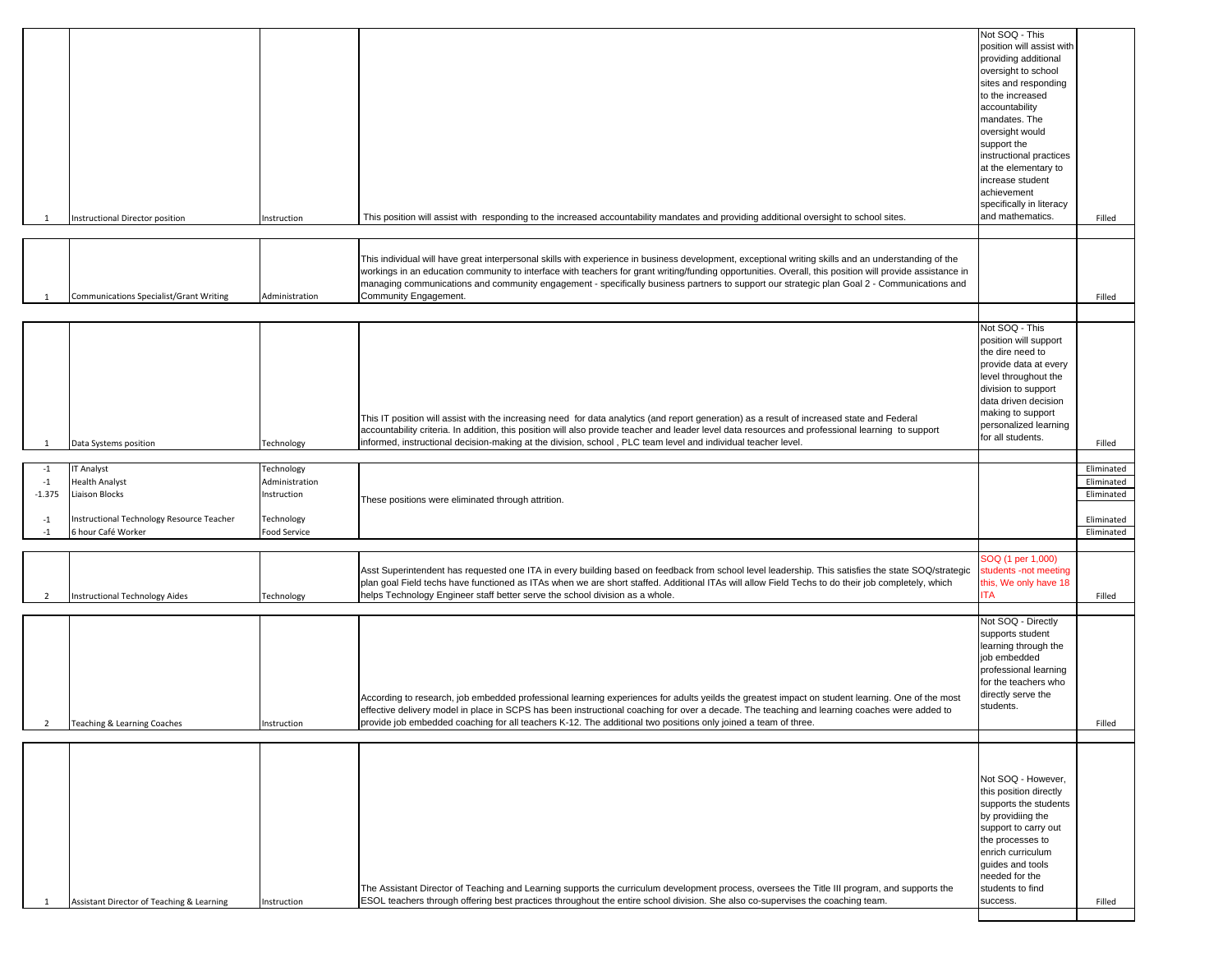| | | | | | |
|---|---|---|---|---|---|
| 1 | Instructional Director position | Instruction | This position will assist with responding to the increased accountability mandates and providing additional oversight to school sites. | Not SOQ - This position will assist with providing additional oversight to school sites and responding to the increased accountability mandates. The oversight would support the instructional practices at the elementary to increase student achievement specifically in literacy and mathematics. | Filled |
| 1 | Communications Specialist/Grant Writing | Administration | This individual will have great interpersonal skills with experience in business development, exceptional writing skills and an understanding of the workings in an education community to interface with teachers for grant writing/funding opportunities. Overall, this position will provide assistance in managing communications and community engagement - specifically business partners to support our strategic plan Goal 2 - Communications and Community Engagement. | | Filled |
| 1 | Data Systems position | Technology | This IT position will assist with the increasing need for data analytics (and report generation) as a result of increased state and Federal accountability criteria. In addition, this position will also provide teacher and leader level data resources and professional learning to support informed, instructional decision-making at the division, school , PLC team level and individual teacher level. | Not SOQ - This position will support the dire need to provide data at every level throughout the division to support data driven decision making to support personalized learning for all students. | Filled |
| -1 | IT Analyst | Technology | These positions were eliminated through attrition. | | Eliminated |
| -1 | Health Analyst | Administration | | | Eliminated |
| -1.375 | Liaison Blocks | Instruction | | | Eliminated |
| -1 | Instructional Technology Resource Teacher | Technology | | | Eliminated |
| -1 | 6 hour Café Worker | Food Service | | | Eliminated |
| 2 | Instructional Technology Aides | Technology | Asst Superintendent has requested one ITA in every building based on feedback from school level leadership. This satisfies the state SOQ/strategic plan goal Field techs have functioned as ITAs when we are short staffed. Additional ITAs will allow Field Techs to do their job completely, which helps Technology Engineer staff better serve the school division as a whole. | SOQ (1 per 1,000) students -not meeting this, We only have 18 ITA | Filled |
| 2 | Teaching & Learning Coaches | Instruction | According to research, job embedded professional learning experiences for adults yeilds the greatest impact on student learning. One of the most effective delivery model in place in SCPS has been instructional coaching for over a decade. The teaching and learning coaches were added to provide job embedded coaching for all teachers K-12. The additional two positions only joined a team of three. | Not SOQ - Directly supports student learning through the job embedded professional learning for the teachers who directly serve the students. | Filled |
| 1 | Assistant Director of Teaching & Learning | Instruction | The Assistant Director of Teaching and Learning supports the curriculum development process, oversees the Title III program, and supports the ESOL teachers through offering best practices throughout the entire school division. She also co-supervises the coaching team. | Not SOQ - However, this position directly supports the students by providiing the support to carry out the processes to enrich curriculum guides and tools needed for the students to find success. | Filled |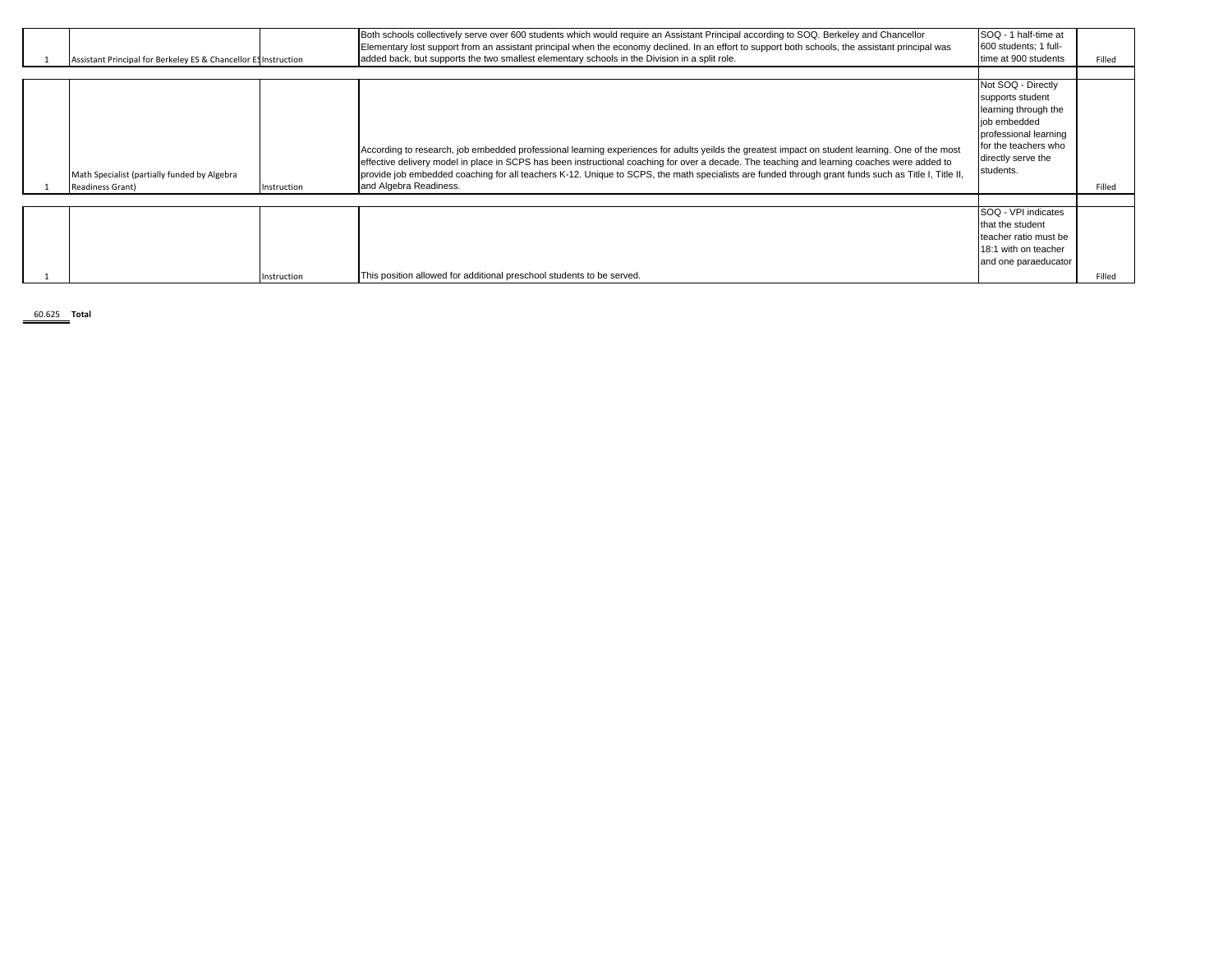| | | | | | |
|---|---|---|---|---|---|
| 1 | Assistant Principal for Berkeley ES & Chancellor ES | Instruction | Both schools collectively serve over 600 students which would require an Assistant Principal according to SOQ. Berkeley and Chancellor Elementary lost support from an assistant principal when the economy declined. In an effort to support both schools, the assistant principal was added back, but supports the two smallest elementary schools in the Division in a split role. | SOQ - 1 half-time at 600 students; 1 full-time at 900 students | Filled |
| 1 | Math Specialist (partially funded by Algebra Readiness Grant) | Instruction | According to research, job embedded professional learning experiences for adults yeilds the greatest impact on student learning. One of the most effective delivery model in place in SCPS has been instructional coaching for over a decade. The teaching and learning coaches were added to provide job embedded coaching for all teachers K-12. Unique to SCPS, the math specialists are funded through grant funds such as Title I, Title II, and Algebra Readiness. | Not SOQ - Directly supports student learning through the job embedded professional learning for the teachers who directly serve the students. | Filled |
| 1 | | Instruction | This position allowed for additional preschool students to be served. | SOQ - VPI indicates that the student teacher ratio must be 18:1 with on teacher and one paraeducator | Filled |

60.625 **Total**